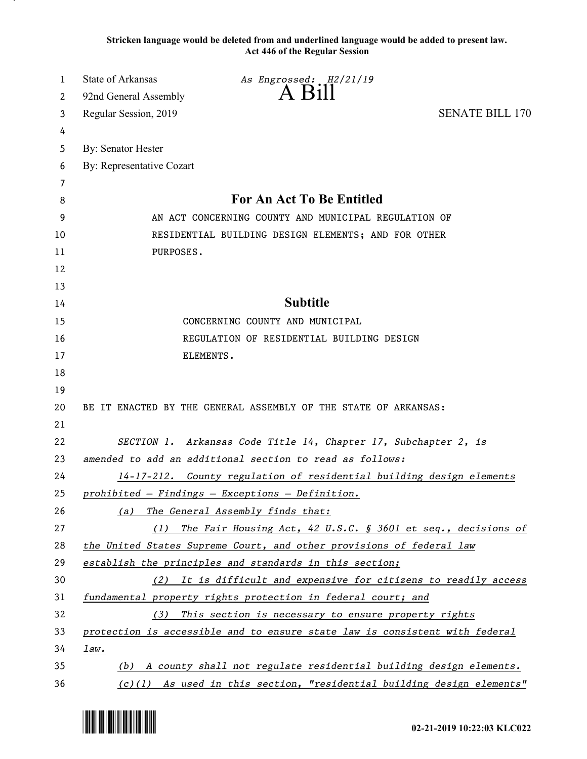**Stricken language would be deleted from and underlined language would be added to present law.**
**Act 446 of the Regular Session**

State of Arkansas
92nd General Assembly
Regular Session, 2019

*As Engrossed: H2/21/19*

# A Bill

SENATE BILL 170

By: Senator Hester
By: Representative Cozart

## For An Act To Be Entitled

AN ACT CONCERNING COUNTY AND MUNICIPAL REGULATION OF RESIDENTIAL BUILDING DESIGN ELEMENTS; AND FOR OTHER PURPOSES.

## Subtitle

CONCERNING COUNTY AND MUNICIPAL REGULATION OF RESIDENTIAL BUILDING DESIGN ELEMENTS.

BE IT ENACTED BY THE GENERAL ASSEMBLY OF THE STATE OF ARKANSAS:

*SECTION 1. Arkansas Code Title 14, Chapter 17, Subchapter 2, is amended to add an additional section to read as follows:*

*14-17-212. County regulation of residential building design elements prohibited — Findings — Exceptions — Definition.*

*(a) The General Assembly finds that:*

*(1) The Fair Housing Act, 42 U.S.C. § 3601 et seq., decisions of the United States Supreme Court, and other provisions of federal law establish the principles and standards in this section;*

*(2) It is difficult and expensive for citizens to readily access fundamental property rights protection in federal court; and*

*(3) This section is necessary to ensure property rights protection is accessible and to ensure state law is consistent with federal law.*

*(b) A county shall not regulate residential building design elements.*

*(c)(1) As used in this section, "residential building design elements"*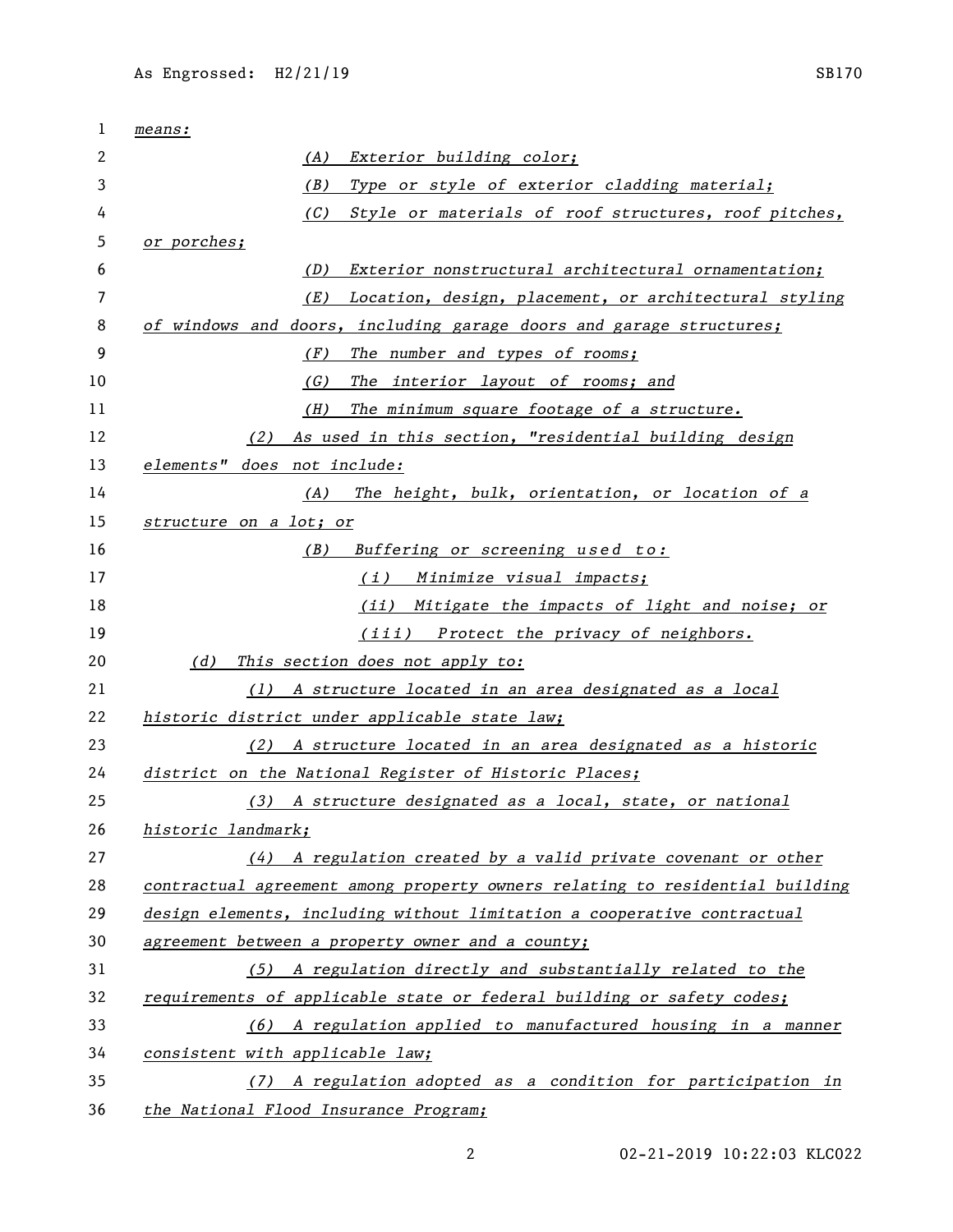*means:*

*(A) Exterior building color;*

*(B) Type or style of exterior cladding material;*

*(C) Style or materials of roof structures, roof pitches, or porches;*

*(D) Exterior nonstructural architectural ornamentation;*

*(E) Location, design, placement, or architectural styling of windows and doors, including garage doors and garage structures;*

*(F) The number and types of rooms;*

*(G) The interior layout of rooms; and*

*(H) The minimum square footage of a structure.*

*(2) As used in this section, "residential building design elements" does not include:*

*(A) The height, bulk, orientation, or location of a structure on a lot; or*

*(B) Buffering or screening used to:*

*(i) Minimize visual impacts;*

*(ii) Mitigate the impacts of light and noise; or*

*(iii) Protect the privacy of neighbors.*

*(d) This section does not apply to:*

*(1) A structure located in an area designated as a local historic district under applicable state law;*

*(2) A structure located in an area designated as a historic district on the National Register of Historic Places;*

*(3) A structure designated as a local, state, or national historic landmark;*

*(4) A regulation created by a valid private covenant or other contractual agreement among property owners relating to residential building design elements, including without limitation a cooperative contractual agreement between a property owner and a county;*

*(5) A regulation directly and substantially related to the requirements of applicable state or federal building or safety codes;*

*(6) A regulation applied to manufactured housing in a manner consistent with applicable law;*

*(7) A regulation adopted as a condition for participation in the National Flood Insurance Program;*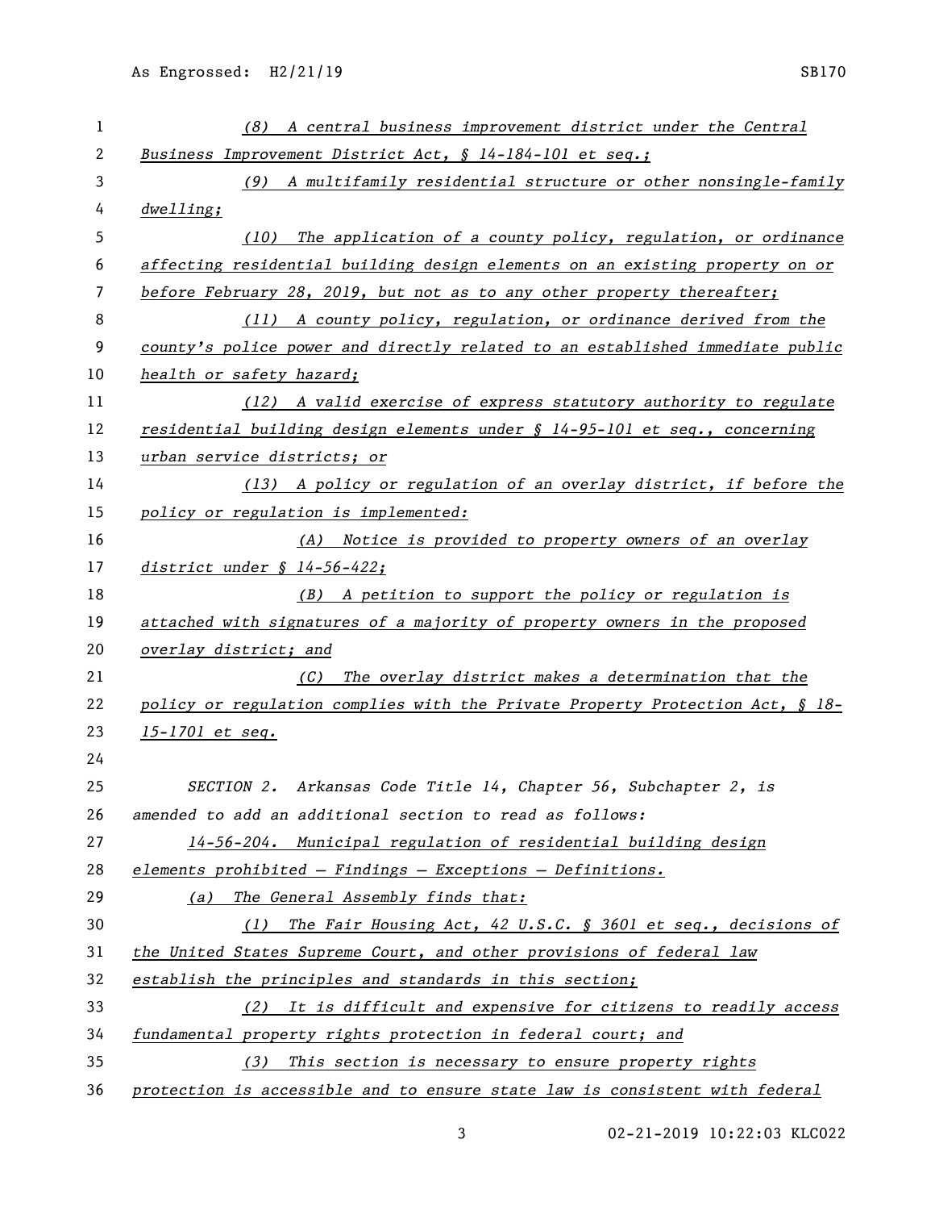(8) A central business improvement district under the Central Business Improvement District Act, § 14-184-101 et seq.;

(9) A multifamily residential structure or other nonsingle-family dwelling;

(10) The application of a county policy, regulation, or ordinance affecting residential building design elements on an existing property on or before February 28, 2019, but not as to any other property thereafter;

(11) A county policy, regulation, or ordinance derived from the county's police power and directly related to an established immediate public health or safety hazard;

(12) A valid exercise of express statutory authority to regulate residential building design elements under § 14-95-101 et seq., concerning urban service districts; or

(13) A policy or regulation of an overlay district, if before the policy or regulation is implemented:

(A) Notice is provided to property owners of an overlay district under § 14-56-422;

(B) A petition to support the policy or regulation is attached with signatures of a majority of property owners in the proposed overlay district; and

(C) The overlay district makes a determination that the policy or regulation complies with the Private Property Protection Act, § 18-15-1701 et seq.

SECTION 2. Arkansas Code Title 14, Chapter 56, Subchapter 2, is amended to add an additional section to read as follows:

14-56-204. Municipal regulation of residential building design elements prohibited — Findings — Exceptions — Definitions.

(a) The General Assembly finds that:

(1) The Fair Housing Act, 42 U.S.C. § 3601 et seq., decisions of the United States Supreme Court, and other provisions of federal law establish the principles and standards in this section;

(2) It is difficult and expensive for citizens to readily access fundamental property rights protection in federal court; and

(3) This section is necessary to ensure property rights protection is accessible and to ensure state law is consistent with federal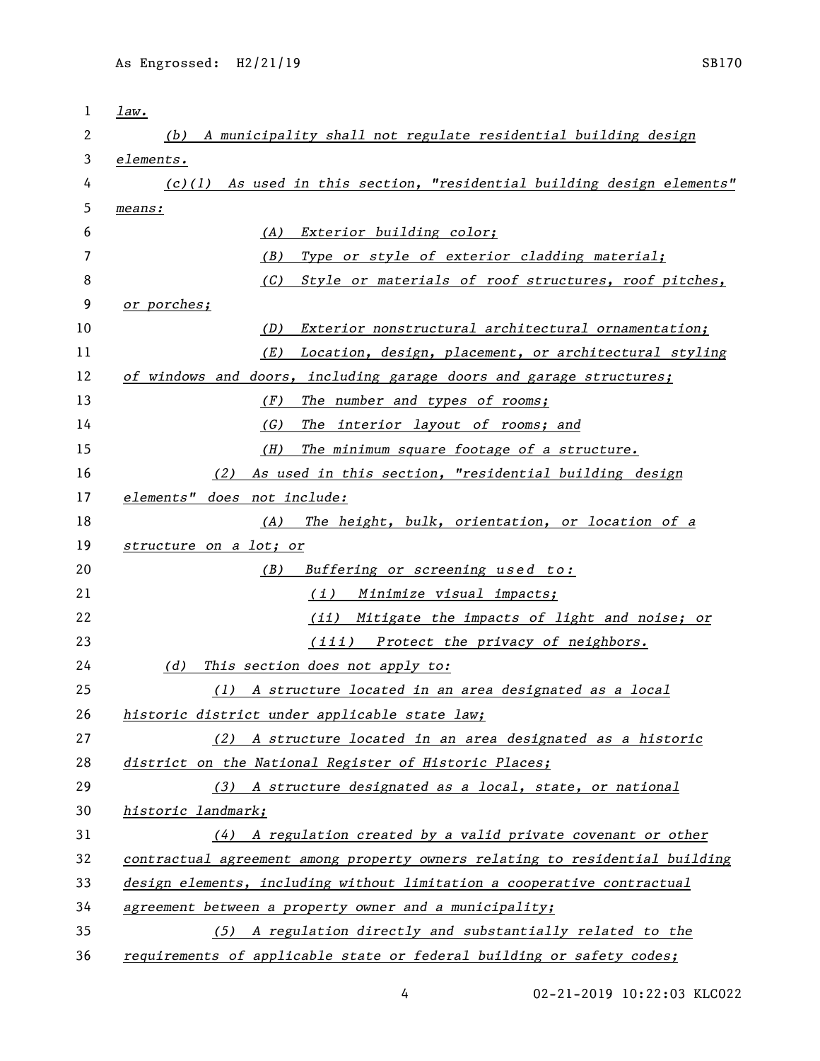*law.*

*(b) A municipality shall not regulate residential building design elements.*

*(c)(1) As used in this section, "residential building design elements" means:*

*(A) Exterior building color;*

*(B) Type or style of exterior cladding material;*

*(C) Style or materials of roof structures, roof pitches, or porches;*

*(D) Exterior nonstructural architectural ornamentation;*

*(E) Location, design, placement, or architectural styling of windows and doors, including garage doors and garage structures;*

*(F) The number and types of rooms;*

*(G) The interior layout of rooms; and*

*(H) The minimum square footage of a structure.*

*(2) As used in this section, "residential building design elements" does not include:*

*(A) The height, bulk, orientation, or location of a structure on a lot; or*

*(B) Buffering or screening used to:*

*(i) Minimize visual impacts;*

*(ii) Mitigate the impacts of light and noise; or*

*(iii) Protect the privacy of neighbors.*

*(d) This section does not apply to:*

*(1) A structure located in an area designated as a local historic district under applicable state law;*

*(2) A structure located in an area designated as a historic district on the National Register of Historic Places;*

*(3) A structure designated as a local, state, or national historic landmark;*

*(4) A regulation created by a valid private covenant or other contractual agreement among property owners relating to residential building design elements, including without limitation a cooperative contractual agreement between a property owner and a municipality;*

*(5) A regulation directly and substantially related to the requirements of applicable state or federal building or safety codes;*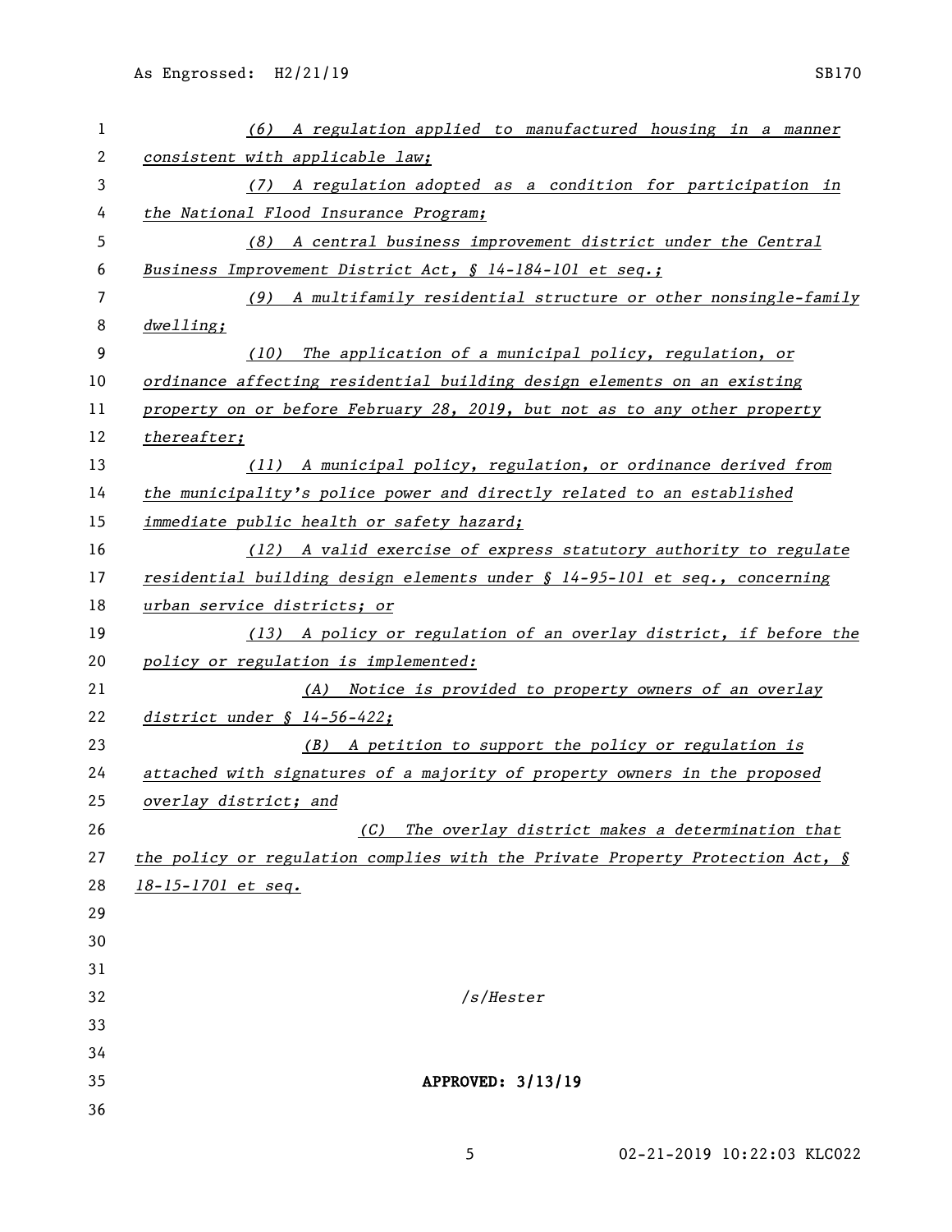*(6) A regulation applied to manufactured housing in a manner consistent with applicable law;*

*(7) A regulation adopted as a condition for participation in the National Flood Insurance Program;*

*(8) A central business improvement district under the Central Business Improvement District Act, § 14-184-101 et seq.;*

*(9) A multifamily residential structure or other nonsingle-family dwelling;*

*(10) The application of a municipal policy, regulation, or ordinance affecting residential building design elements on an existing property on or before February 28, 2019, but not as to any other property thereafter;*

*(11) A municipal policy, regulation, or ordinance derived from the municipality's police power and directly related to an established immediate public health or safety hazard;*

*(12) A valid exercise of express statutory authority to regulate residential building design elements under § 14-95-101 et seq., concerning urban service districts; or*

*(13) A policy or regulation of an overlay district, if before the policy or regulation is implemented:*

*(A) Notice is provided to property owners of an overlay district under § 14-56-422;*

*(B) A petition to support the policy or regulation is attached with signatures of a majority of property owners in the proposed overlay district; and*

*(C) The overlay district makes a determination that the policy or regulation complies with the Private Property Protection Act, § 18-15-1701 et seq.*

/s/Hester

**APPROVED: 3/13/19**